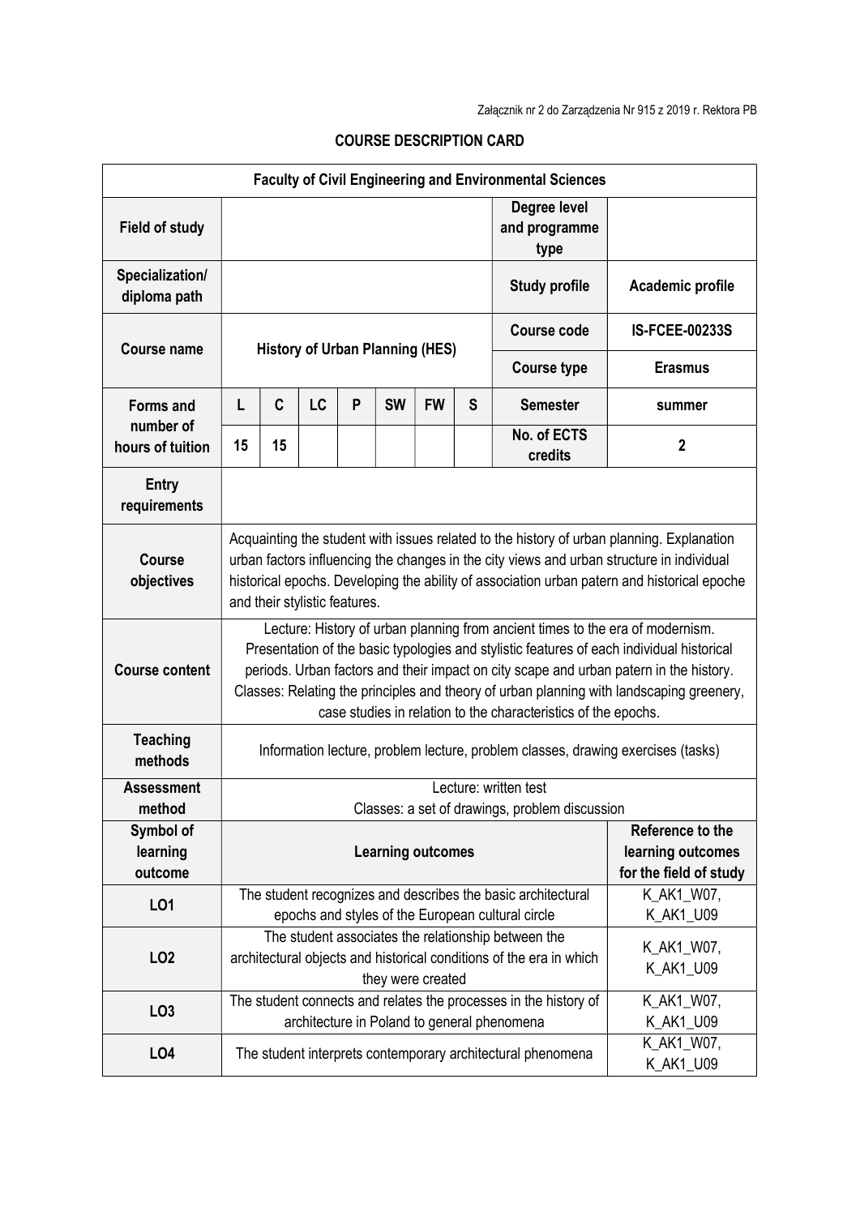Załącznik nr 2 do Zarządzenia Nr 915 z 2019 r. Rektora PB

## COURSE DESCRIPTION CARD

| **Faculty of Civil Engineering and Environmental Sciences** | | | | | | | | | |
|---|---|---|---|---|---|---|---|---|---|
| **Field of study** | | | | | | | | **Degree level and programme type** | |
| **Specialization/ diploma path** | | | | | | | | **Study profile** | **Academic profile** |
| **Course name** | **History of Urban Planning (HES)** | | | | | | | **Course code** | **IS-FCEE-00233S** |
| | | | | | | | | **Course type** | **Erasmus** |
| **Forms and number of hours of tuition** | **L** | **C** | **LC** | **P** | **SW** | **FW** | **S** | **Semester** | **summer** |
| | **15** | **15** | | | | | | **No. of ECTS credits** | **2** |
| **Entry requirements** | | | | | | | | | |
| **Course objectives** | Acquainting the student with issues related to the history of urban planning. Explanation urban factors influencing the changes in the city views and urban structure in individual historical epochs. Developing the ability of association urban patern and historical epoche and their stylistic features. | | | | | | | | |
| **Course content** | Lecture: History of urban planning from ancient times to the era of modernism. Presentation of the basic typologies and stylistic features of each individual historical periods. Urban factors and their impact on city scape and urban patern in the history. Classes: Relating the principles and theory of urban planning with landscaping greenery, case studies in relation to the characteristics of the epochs. | | | | | | | | |
| **Teaching methods** | Information lecture, problem lecture, problem classes, drawing exercises (tasks) | | | | | | | | |
| **Assessment method** | Lecture: written test<br>Classes: a set of drawings, problem discussion | | | | | | | | |
| **Symbol of learning outcome** | **Learning outcomes** | | | | | | | | **Reference to the learning outcomes for the field of study** |
| **LO1** | The student recognizes and describes the basic architectural epochs and styles of the European cultural circle | | | | | | | | K_AK1_W07, K_AK1_U09 |
| **LO2** | The student associates the relationship between the architectural objects and historical conditions of the era in which they were created | | | | | | | | K_AK1_W07, K_AK1_U09 |
| **LO3** | The student connects and relates the processes in the history of architecture in Poland to general phenomena | | | | | | | | K_AK1_W07, K_AK1_U09 |
| **LO4** | The student interprets contemporary architectural phenomena | | | | | | | | K_AK1_W07, K_AK1_U09 |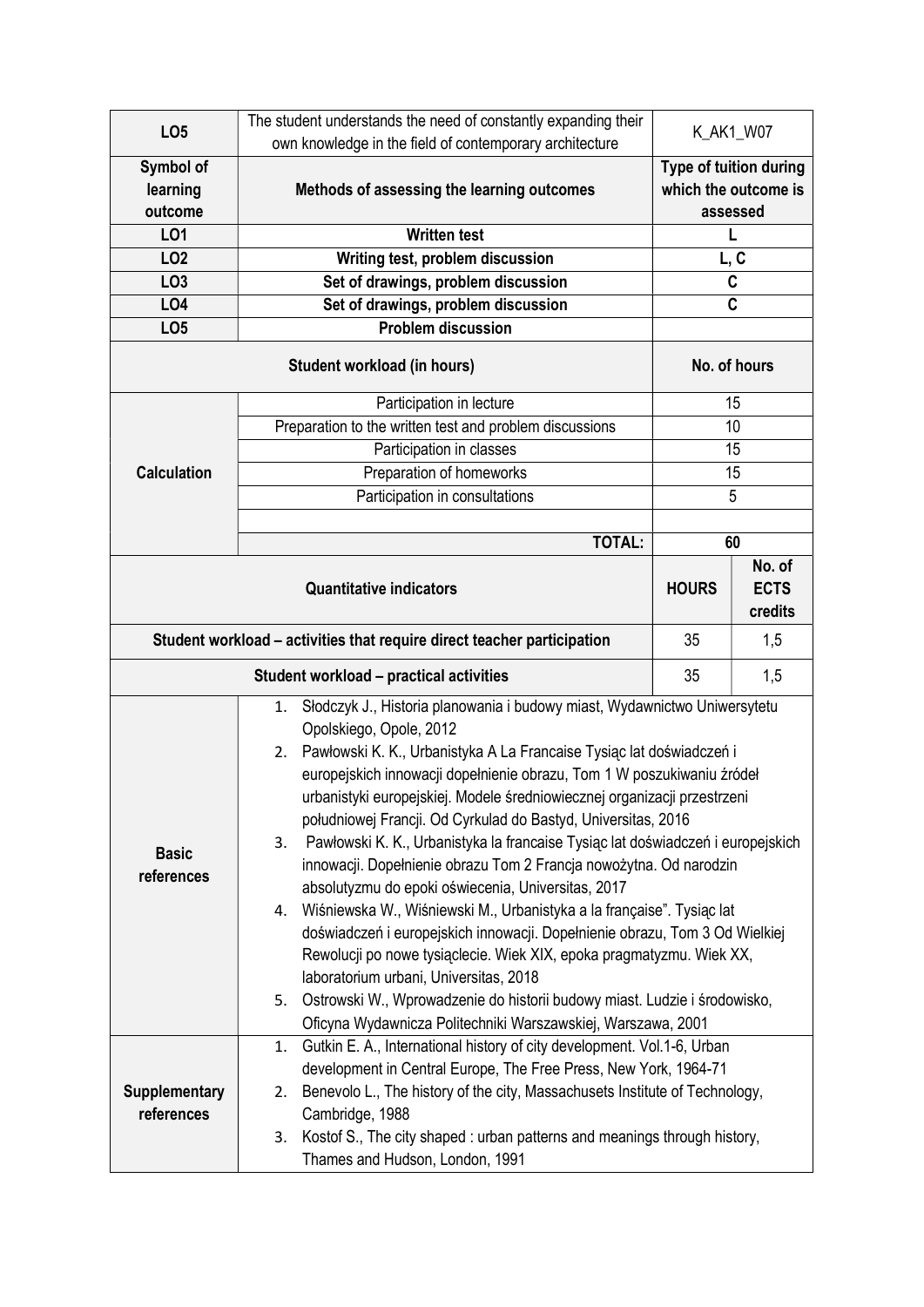| LO5 | The student understands the need of constantly expanding their own knowledge in the field of contemporary architecture | K_AK1_W07 | |
|---|---|---|---|
| **Symbol of learning outcome** | **Methods of assessing the learning outcomes** | **Type of tuition during which the outcome is assessed** | |
| **LO1** | **Written test** | **L** | |
| **LO2** | **Writing test, problem discussion** | **L, C** | |
| **LO3** | **Set of drawings, problem discussion** | **C** | |
| **LO4** | **Set of drawings, problem discussion** | **C** | |
| **LO5** | **Problem discussion** | | |
| **Student workload (in hours)** | | **No. of hours** | |
| **Calculation** | Participation in lecture | 15 | |
| | Preparation to the written test and problem discussions | 10 | |
| | Participation in classes | 15 | |
| | Preparation of homeworks | 15 | |
| | Participation in consultations | 5 | |
| | | | |
| | **TOTAL:** | **60** | |
| **Quantitative indicators** | | **HOURS** | **No. of ECTS credits** |
| **Student workload – activities that require direct teacher participation** | | 35 | 1,5 |
| **Student workload – practical activities** | | 35 | 1,5 |
| **Basic references** | 1. Słodczyk J., Historia planowania i budowy miast, Wydawnictwo Uniwersytetu Opolskiego, Opole, 2012<br>2. Pawłowski K. K., Urbanistyka A La Francaise Tysiąc lat doświadczeń i europejskich innowacji dopełnienie obrazu, Tom 1 W poszukiwaniu źródeł urbanistyki europejskiej. Modele średniowiecznej organizacji przestrzeni południowej Francji. Od Cyrkulad do Bastyd, Universitas, 2016<br>3. Pawłowski K. K., Urbanistyka la francaise Tysiąc lat doświadczeń i europejskich innowacji. Dopełnienie obrazu Tom 2 Francja nowożytna. Od narodzin absolutyzmu do epoki oświecenia, Universitas, 2017<br>4. Wiśniewska W., Wiśniewski M., Urbanistyka a la française". Tysiąc lat doświadczeń i europejskich innowacji. Dopełnienie obrazu, Tom 3 Od Wielkiej Rewolucji po nowe tysiąclecie. Wiek XIX, epoka pragmatyzmu. Wiek XX, laboratorium urbani, Universitas, 2018<br>5. Ostrowski W., Wprowadzenie do historii budowy miast. Ludzie i środowisko, Oficyna Wydawnicza Politechniki Warszawskiej, Warszawa, 2001 | | |
| **Supplementary references** | 1. Gutkin E. A., International history of city development. Vol.1-6, Urban development in Central Europe, The Free Press, New York, 1964-71<br>2. Benevolo L., The history of the city, Massachusets Institute of Technology, Cambridge, 1988<br>3. Kostof S., The city shaped : urban patterns and meanings through history, Thames and Hudson, London, 1991 | | |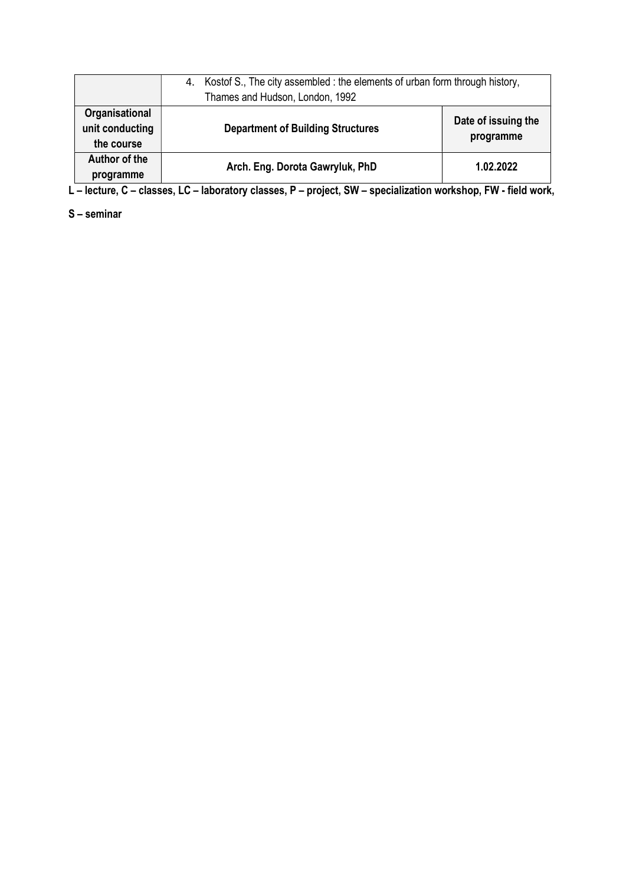| | | |
|---|---|---|
| | 4. Kostof S., The city assembled : the elements of urban form through history, Thames and Hudson, London, 1992 | |
| **Organisational unit conducting the course** | **Department of Building Structures** | **Date of issuing the programme** |
| **Author of the programme** | **Arch. Eng. Dorota Gawryluk, PhD** | **1.02.2022** |

**L – lecture, C – classes, LC – laboratory classes, P – project, SW – specialization workshop, FW - field work,**

**S – seminar**